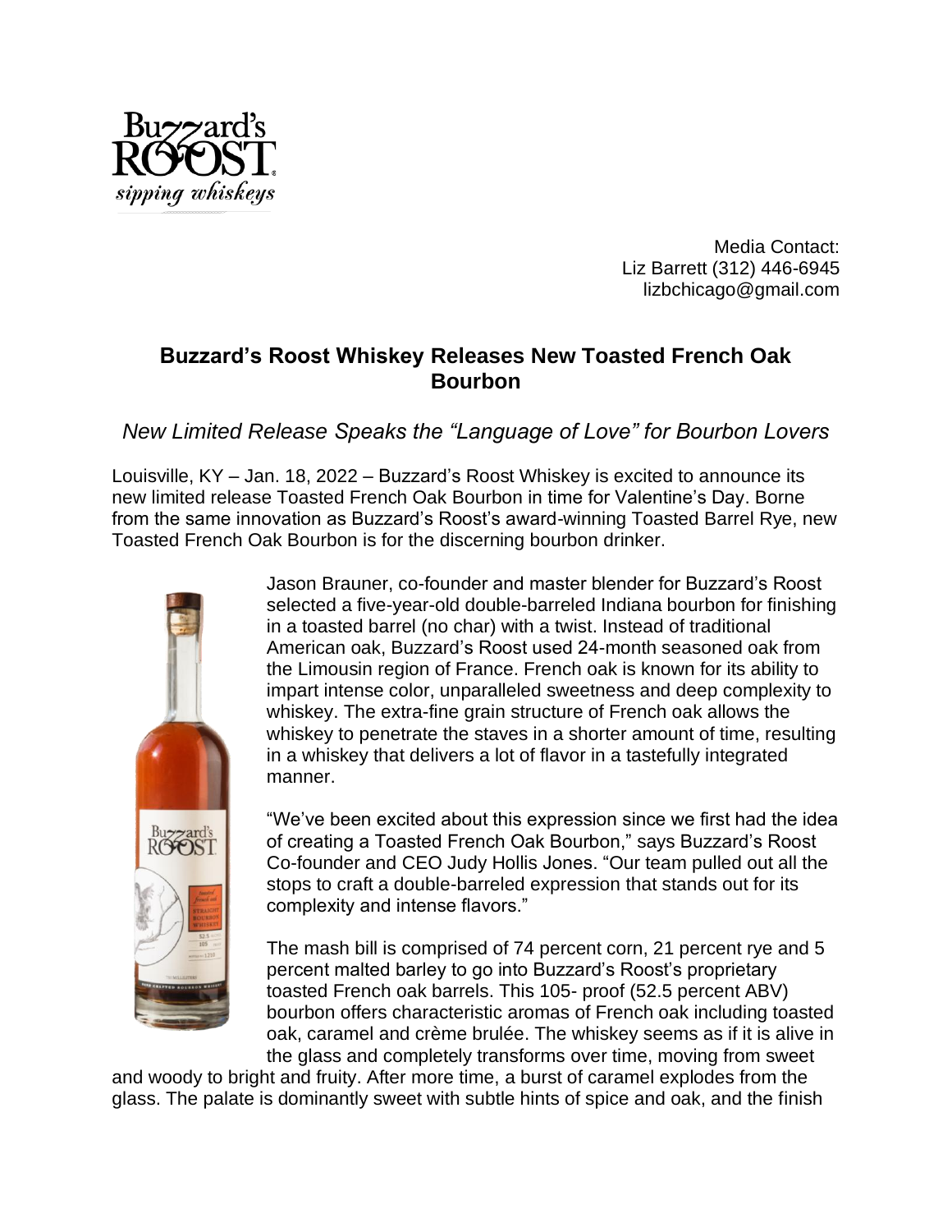Media Contact:
Liz Barrett (312) 446-6945
lizbchicago@gmail.com

# Buzzard's Roost Whiskey Releases New Toasted French Oak Bourbon

*New Limited Release Speaks the "Language of Love" for Bourbon Lovers*

Louisville, KY – Jan. 18, 2022 – Buzzard's Roost Whiskey is excited to announce its new limited release Toasted French Oak Bourbon in time for Valentine's Day. Borne from the same innovation as Buzzard's Roost's award-winning Toasted Barrel Rye, new Toasted French Oak Bourbon is for the discerning bourbon drinker.

Jason Brauner, co-founder and master blender for Buzzard's Roost selected a five-year-old double-barreled Indiana bourbon for finishing in a toasted barrel (no char) with a twist. Instead of traditional American oak, Buzzard's Roost used 24-month seasoned oak from the Limousin region of France. French oak is known for its ability to impart intense color, unparalleled sweetness and deep complexity to whiskey. The extra-fine grain structure of French oak allows the whiskey to penetrate the staves in a shorter amount of time, resulting in a whiskey that delivers a lot of flavor in a tastefully integrated manner.

"We've been excited about this expression since we first had the idea of creating a Toasted French Oak Bourbon," says Buzzard's Roost Co-founder and CEO Judy Hollis Jones. "Our team pulled out all the stops to craft a double-barreled expression that stands out for its complexity and intense flavors."

The mash bill is comprised of 74 percent corn, 21 percent rye and 5 percent malted barley to go into Buzzard's Roost's proprietary toasted French oak barrels. This 105- proof (52.5 percent ABV) bourbon offers characteristic aromas of French oak including toasted oak, caramel and crème brulée. The whiskey seems as if it is alive in the glass and completely transforms over time, moving from sweet and woody to bright and fruity. After more time, a burst of caramel explodes from the glass. The palate is dominantly sweet with subtle hints of spice and oak, and the finish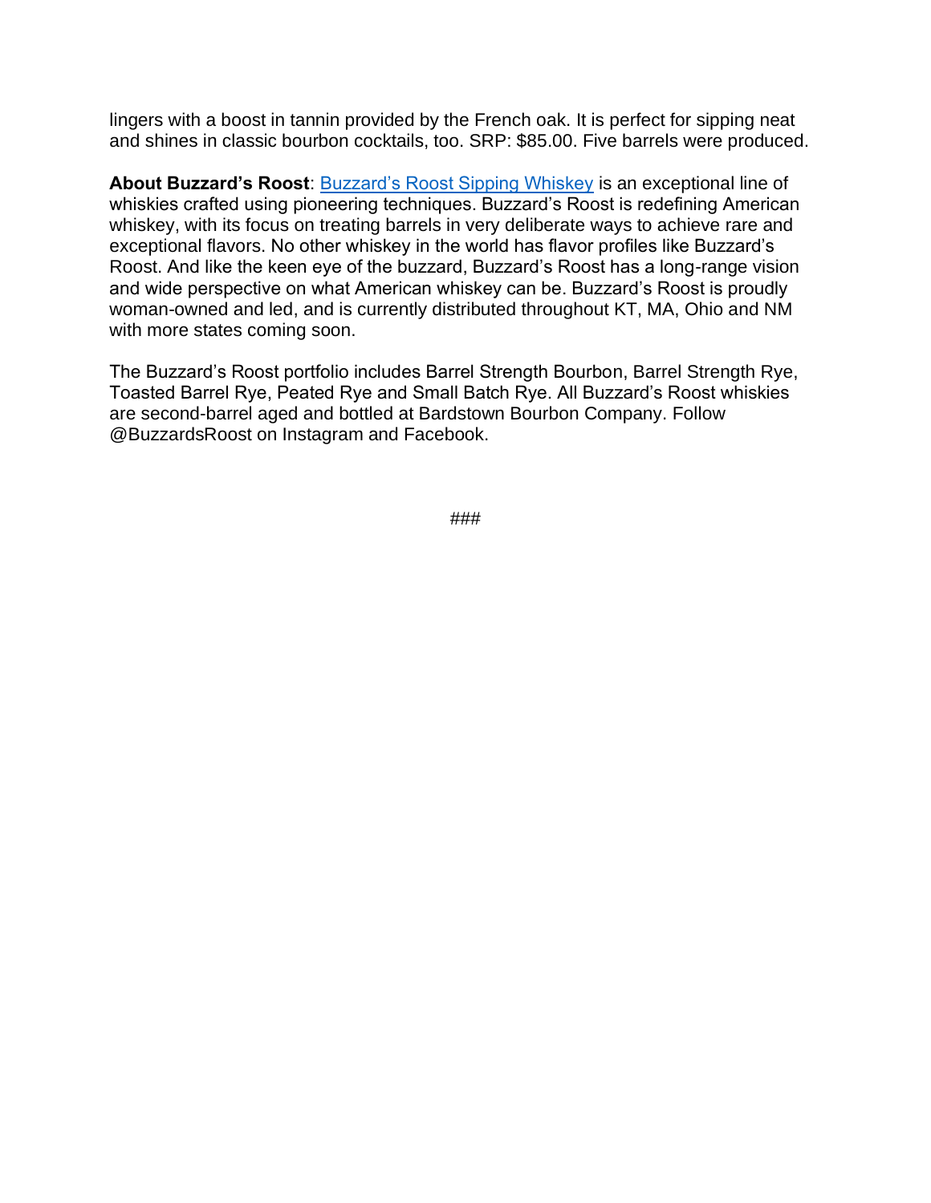lingers with a boost in tannin provided by the French oak. It is perfect for sipping neat and shines in classic bourbon cocktails, too. SRP: $85.00. Five barrels were produced.

**About Buzzard's Roost**: Buzzard's Roost Sipping Whiskey is an exceptional line of whiskies crafted using pioneering techniques. Buzzard's Roost is redefining American whiskey, with its focus on treating barrels in very deliberate ways to achieve rare and exceptional flavors. No other whiskey in the world has flavor profiles like Buzzard's Roost. And like the keen eye of the buzzard, Buzzard's Roost has a long-range vision and wide perspective on what American whiskey can be. Buzzard's Roost is proudly woman-owned and led, and is currently distributed throughout KT, MA, Ohio and NM with more states coming soon.

The Buzzard's Roost portfolio includes Barrel Strength Bourbon, Barrel Strength Rye, Toasted Barrel Rye, Peated Rye and Small Batch Rye. All Buzzard's Roost whiskies are second-barrel aged and bottled at Bardstown Bourbon Company. Follow @BuzzardsRoost on Instagram and Facebook.

###